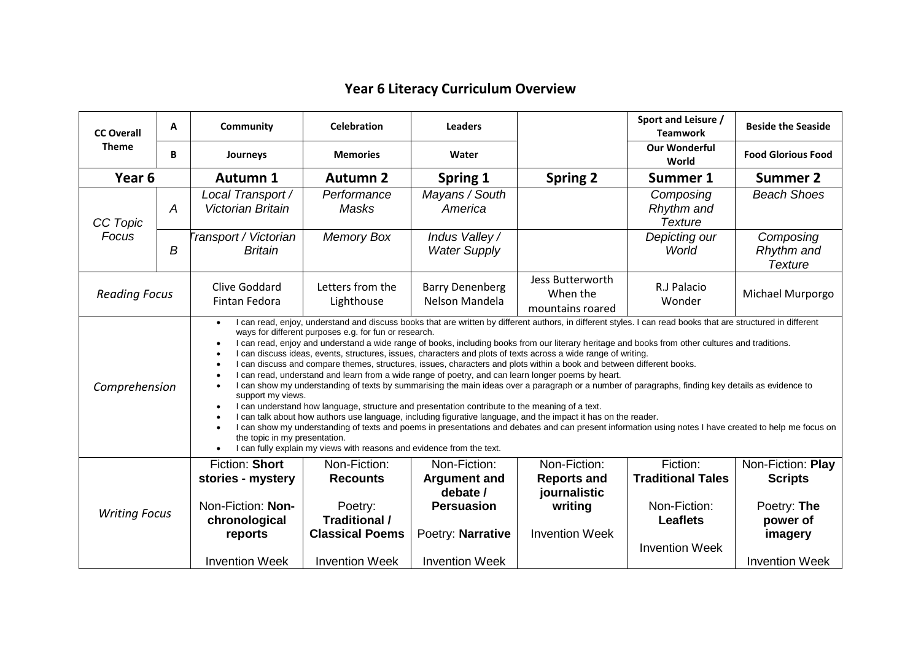## Year 6 Literacy Curriculum Overview

| CC Overall Theme | | Autumn 1 | Autumn 2 | Spring 1 | Spring 2 | Summer 1 | Summer 2 |
|---|---|---|---|---|---|---|---|
| | A | Community | Celebration | Leaders | | Sport and Leisure / Teamwork | Beside the Seaside |
| | B | Journeys | Memories | Water | | Our Wonderful World | Food Glorious Food |
| **Year 6** | | **Autumn 1** | **Autumn 2** | **Spring 1** | **Spring 2** | **Summer 1** | **Summer 2** |
| *CC Topic Focus* | *A* | *Local Transport / Victorian Britain* | *Performance Masks* | *Mayans / South America* | | *Composing Rhythm and Texture* | *Beach Shoes* |
| | *B* | *Transport / Victorian Britain* | *Memory Box* | *Indus Valley / Water Supply* | | *Depicting our World* | *Composing Rhythm and Texture* |
| *Reading Focus* | | Clive Goddard Fintan Fedora | Letters from the Lighthouse | Barry Denenberg Nelson Mandela | Jess Butterworth When the mountains roared | R.J Palacio Wonder | Michael Murporgo |
| *Comprehension* | | • I can read, enjoy, understand and discuss books that are written by different authors, in different styles. I can read books that are structured in different ways for different purposes e.g. for fun or research.<br>• I can read, enjoy and understand a wide range of books, including books from our literary heritage and books from other cultures and traditions.<br>• I can discuss ideas, events, structures, issues, characters and plots of texts across a wide range of writing.<br>• I can discuss and compare themes, structures, issues, characters and plots within a book and between different books.<br>• I can read, understand and learn from a wide range of poetry, and can learn longer poems by heart.<br>• I can show my understanding of texts by summarising the main ideas over a paragraph or a number of paragraphs, finding key details as evidence to support my views.<br>• I can understand how language, structure and presentation contribute to the meaning of a text.<br>• I can talk about how authors use language, including figurative language, and the impact it has on the reader.<br>• I can show my understanding of texts and poems in presentations and debates and can present information using notes I have created to help me focus on the topic in my presentation.<br>• I can fully explain my views with reasons and evidence from the text. | | | | | |
| *Writing Focus* | | Fiction: **Short stories - mystery**<br><br>Non-Fiction: **Non-chronological reports**<br><br>Invention Week | Non-Fiction: **Recounts**<br><br>Poetry: **Traditional / Classical Poems**<br><br>Invention Week | Non-Fiction: **Argument and debate / Persuasion**<br><br>Poetry: **Narrative**<br><br>Invention Week | Non-Fiction: **Reports and journalistic writing**<br><br>Invention Week | Fiction: **Traditional Tales**<br><br>Non-Fiction: **Leaflets**<br><br>Invention Week | Non-Fiction: **Play Scripts**<br><br>Poetry: **The power of imagery**<br><br>Invention Week |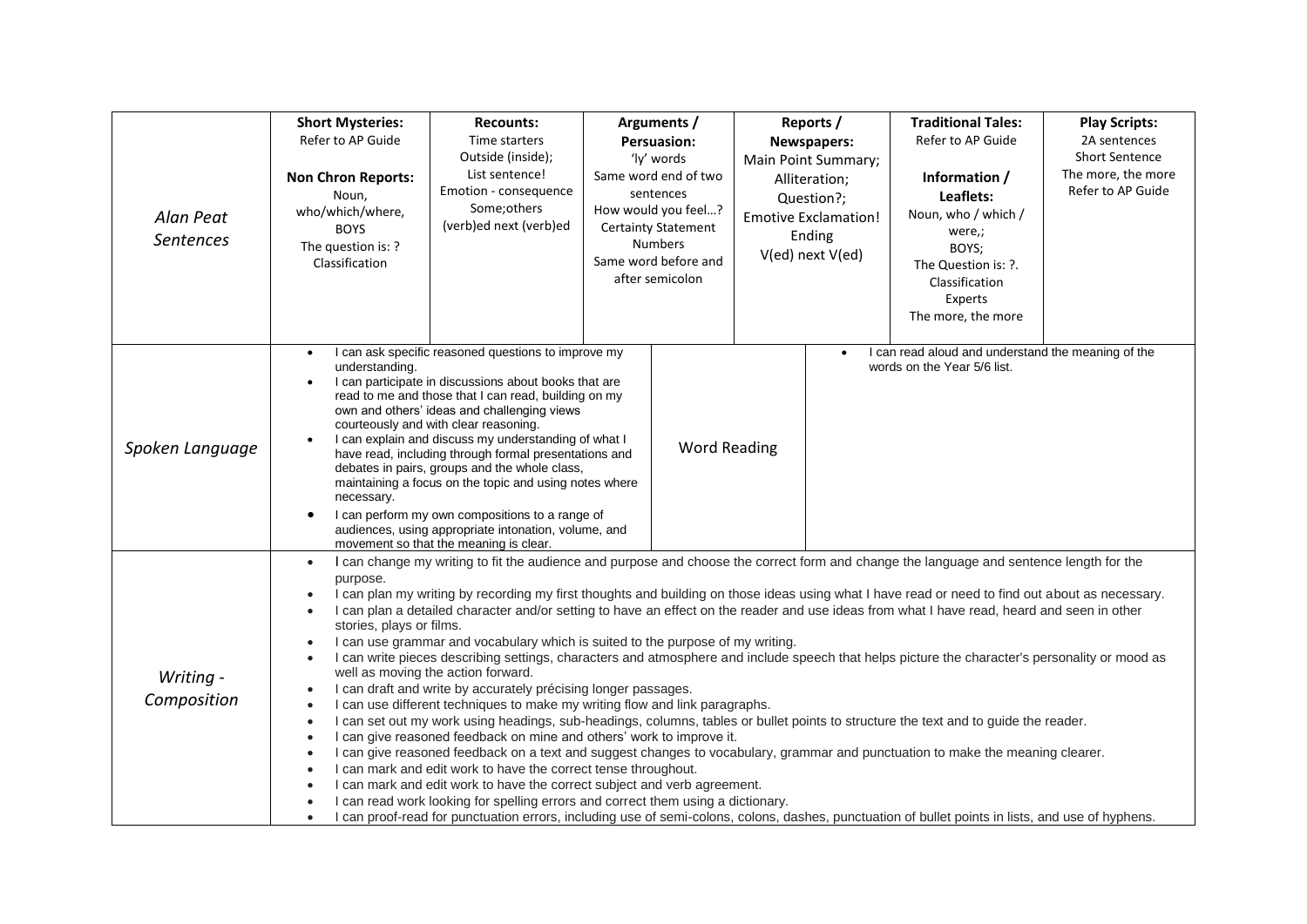| | | | | | | |
|---|---|---|---|---|---|---|
| *Alan Peat Sentences* | **Short Mysteries:**<br>Refer to AP Guide<br><br>**Non Chron Reports:**<br>Noun, who/which/where,<br>BOYS<br>The question is: ?<br>Classification | **Recounts:**<br>Time starters<br>Outside (inside);<br>List sentence!<br>Emotion - consequence<br>Some;others<br>(verb)ed next (verb)ed | **Arguments / Persuasion:**<br>'ly' words<br>Same word end of two sentences<br>How would you feel…?<br>Certainty Statement<br>Numbers<br>Same word before and after semicolon | **Reports / Newspapers:**<br>Main Point Summary;<br>Alliteration;<br>Question?;<br>Emotive Exclamation!<br>Ending<br>V(ed) next V(ed) | **Traditional Tales:**<br>Refer to AP Guide<br><br>**Information / Leaflets:**<br>Noun, who / which / were,;<br>BOYS;<br>The Question is: ?.<br>Classification<br>Experts<br>The more, the more | **Play Scripts:**<br>2A sentences<br>Short Sentence<br>The more, the more<br>Refer to AP Guide |

| | | | |
|---|---|---|---|
| *Spoken Language* | • I can ask specific reasoned questions to improve my understanding.<br>• I can participate in discussions about books that are read to me and those that I can read, building on my own and others' ideas and challenging views courteously and with clear reasoning.<br>• I can explain and discuss my understanding of what I have read, including through formal presentations and debates in pairs, groups and the whole class, maintaining a focus on the topic and using notes where necessary.<br>• I can perform my own compositions to a range of audiences, using appropriate intonation, volume, and movement so that the meaning is clear. | Word Reading | • I can read aloud and understand the meaning of the words on the Year 5/6 list. |

| | |
|---|---|
| *Writing - Composition* | • I can change my writing to fit the audience and purpose and choose the correct form and change the language and sentence length for the purpose.<br>• I can plan my writing by recording my first thoughts and building on those ideas using what I have read or need to find out about as necessary.<br>• I can plan a detailed character and/or setting to have an effect on the reader and use ideas from what I have read, heard and seen in other stories, plays or films.<br>• I can use grammar and vocabulary which is suited to the purpose of my writing.<br>• I can write pieces describing settings, characters and atmosphere and include speech that helps picture the character's personality or mood as well as moving the action forward.<br>• I can draft and write by accurately précising longer passages.<br>• I can use different techniques to make my writing flow and link paragraphs.<br>• I can set out my work using headings, sub-headings, columns, tables or bullet points to structure the text and to guide the reader.<br>• I can give reasoned feedback on mine and others' work to improve it.<br>• I can give reasoned feedback on a text and suggest changes to vocabulary, grammar and punctuation to make the meaning clearer.<br>• I can mark and edit work to have the correct tense throughout.<br>• I can mark and edit work to have the correct subject and verb agreement.<br>• I can read work looking for spelling errors and correct them using a dictionary.<br>• I can proof-read for punctuation errors, including use of semi-colons, colons, dashes, punctuation of bullet points in lists, and use of hyphens. |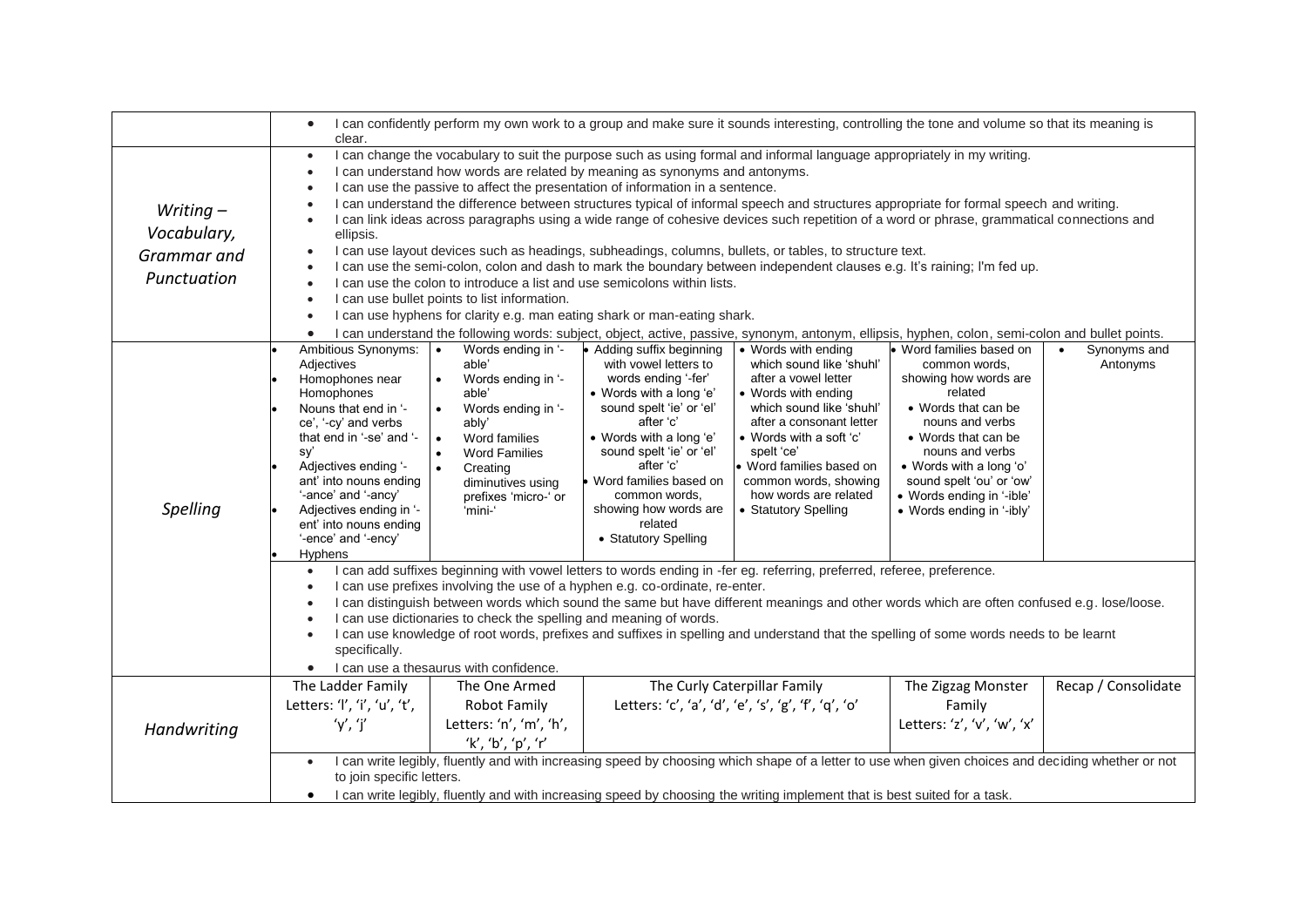| | | | | | | |
|---|---|---|---|---|---|---|
| | • I can confidently perform my own work to a group and make sure it sounds interesting, controlling the tone and volume so that its meaning is clear. | | | | | |
| *Writing – Vocabulary, Grammar and Punctuation* | • I can change the vocabulary to suit the purpose such as using formal and informal language appropriately in my writing.<br>• I can understand how words are related by meaning as synonyms and antonyms.<br>• I can use the passive to affect the presentation of information in a sentence.<br>• I can understand the difference between structures typical of informal speech and structures appropriate for formal speech and writing.<br>• I can link ideas across paragraphs using a wide range of cohesive devices such repetition of a word or phrase, grammatical connections and ellipsis.<br>• I can use layout devices such as headings, subheadings, columns, bullets, or tables, to structure text.<br>• I can use the semi-colon, colon and dash to mark the boundary between independent clauses e.g. It's raining; I'm fed up.<br>• I can use the colon to introduce a list and use semicolons within lists.<br>• I can use bullet points to list information.<br>• I can use hyphens for clarity e.g. man eating shark or man-eating shark.<br>• I can understand the following words: subject, object, active, passive, synonym, antonym, ellipsis, hyphen, colon, semi-colon and bullet points. | | | | | |
| *Spelling* | • Ambitious Synonyms: Adjectives<br>• Homophones near Homophones<br>• Nouns that end in '-ce', '-cy' and verbs that end in '-se' and '-sy'<br>• Adjectives ending '-ant' into nouns ending '-ance' and '-ancy'<br>• Adjectives ending in '-ent' into nouns ending '-ence' and '-ency'<br>• Hyphens | • Words ending in '-able'<br>• Words ending in '-able'<br>• Words ending in '-ably'<br>• Word families<br>• Word Families<br>• Creating diminutives using prefixes 'micro-' or 'mini-' | • Adding suffix beginning with vowel letters to words ending '-fer'<br>• Words with a long 'e' sound spelt 'ie' or 'el' after 'c'<br>• Words with a long 'e' sound spelt 'ie' or 'el' after 'c'<br>• Word families based on common words, showing how words are related<br>• Statutory Spelling | • Words with ending which sound like 'shuhl' after a vowel letter<br>• Words with ending which sound like 'shuhl' after a consonant letter<br>• Words with a soft 'c' spelt 'ce'<br>• Word families based on common words, showing how words are related<br>• Statutory Spelling | • Word families based on common words, showing how words are related<br>• Words that can be nouns and verbs<br>• Words that can be nouns and verbs<br>• Words with a long 'o' sound spelt 'ou' or 'ow'<br>• Words ending in '-ible'<br>• Words ending in '-ibly' | • Synonyms and Antonyms |
| | • I can add suffixes beginning with vowel letters to words ending in -fer eg. referring, preferred, referee, preference.<br>• I can use prefixes involving the use of a hyphen e.g. co-ordinate, re-enter.<br>• I can distinguish between words which sound the same but have different meanings and other words which are often confused e.g. lose/loose.<br>• I can use dictionaries to check the spelling and meaning of words.<br>• I can use knowledge of root words, prefixes and suffixes in spelling and understand that the spelling of some words needs to be learnt specifically.<br>• I can use a thesaurus with confidence. | | | | | |
| *Handwriting* | The Ladder Family<br>Letters: 'l', 'i', 'u', 't', 'y', 'j' | The One Armed Robot Family<br>Letters: 'n', 'm', 'h', 'k', 'b', 'p', 'r' | The Curly Caterpillar Family<br>Letters: 'c', 'a', 'd', 'e', 's', 'g', 'f', 'q', 'o' | | The Zigzag Monster Family<br>Letters: 'z', 'v', 'w', 'x' | Recap / Consolidate |
| | • I can write legibly, fluently and with increasing speed by choosing which shape of a letter to use when given choices and deciding whether or not to join specific letters.<br>• I can write legibly, fluently and with increasing speed by choosing the writing implement that is best suited for a task. | | | | | |